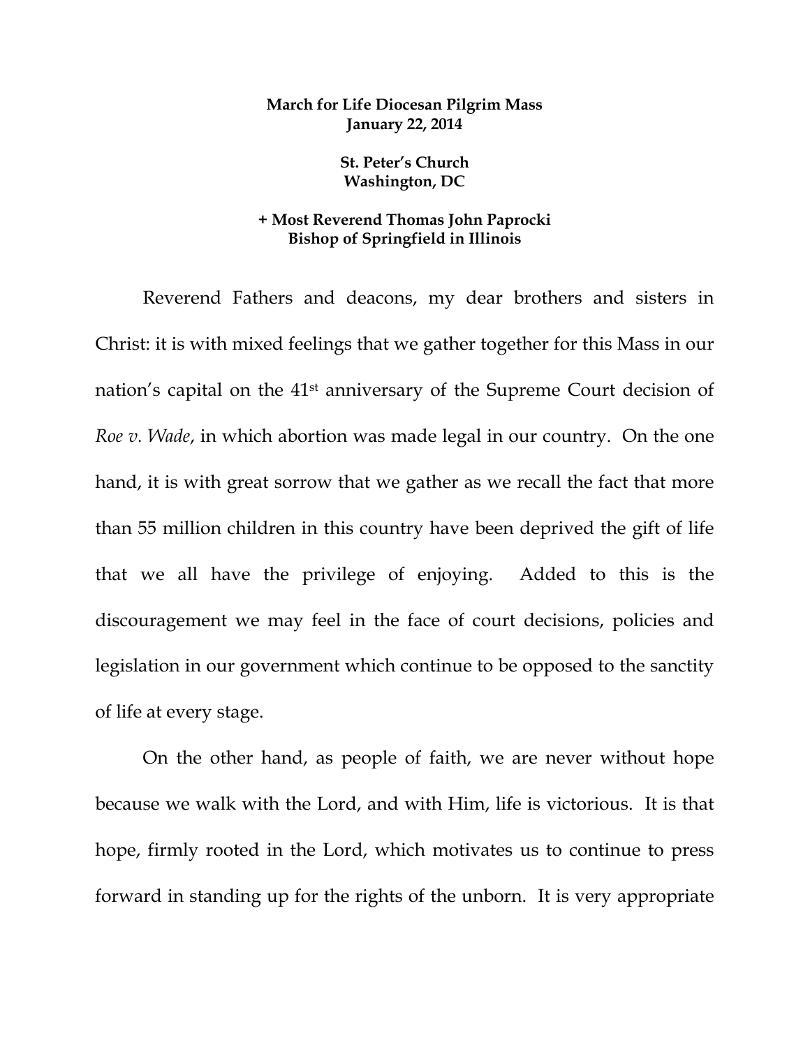**March for Life Diocesan Pilgrim Mass**
**January 22, 2014**

**St. Peter's Church**
**Washington, DC**

**+ Most Reverend Thomas John Paprocki**
**Bishop of Springfield in Illinois**

Reverend Fathers and deacons, my dear brothers and sisters in Christ: it is with mixed feelings that we gather together for this Mass in our nation's capital on the 41st anniversary of the Supreme Court decision of *Roe v. Wade*, in which abortion was made legal in our country. On the one hand, it is with great sorrow that we gather as we recall the fact that more than 55 million children in this country have been deprived the gift of life that we all have the privilege of enjoying. Added to this is the discouragement we may feel in the face of court decisions, policies and legislation in our government which continue to be opposed to the sanctity of life at every stage.

On the other hand, as people of faith, we are never without hope because we walk with the Lord, and with Him, life is victorious. It is that hope, firmly rooted in the Lord, which motivates us to continue to press forward in standing up for the rights of the unborn. It is very appropriate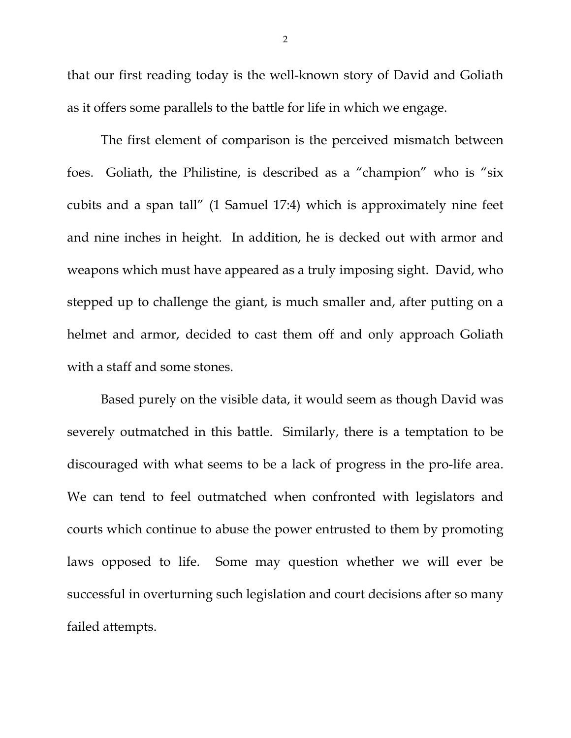that our first reading today is the well-known story of David and Goliath as it offers some parallels to the battle for life in which we engage.

The first element of comparison is the perceived mismatch between foes. Goliath, the Philistine, is described as a "champion" who is "six cubits and a span tall" (1 Samuel 17:4) which is approximately nine feet and nine inches in height. In addition, he is decked out with armor and weapons which must have appeared as a truly imposing sight. David, who stepped up to challenge the giant, is much smaller and, after putting on a helmet and armor, decided to cast them off and only approach Goliath with a staff and some stones.

Based purely on the visible data, it would seem as though David was severely outmatched in this battle. Similarly, there is a temptation to be discouraged with what seems to be a lack of progress in the pro-life area. We can tend to feel outmatched when confronted with legislators and courts which continue to abuse the power entrusted to them by promoting laws opposed to life. Some may question whether we will ever be successful in overturning such legislation and court decisions after so many failed attempts.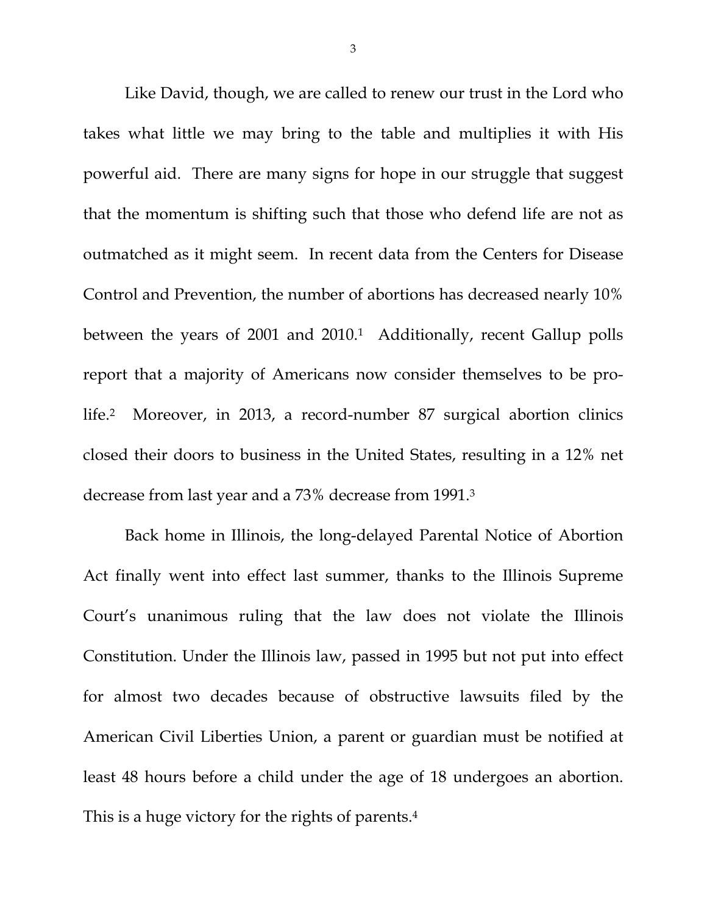Like David, though, we are called to renew our trust in the Lord who takes what little we may bring to the table and multiplies it with His powerful aid. There are many signs for hope in our struggle that suggest that the momentum is shifting such that those who defend life are not as outmatched as it might seem. In recent data from the Centers for Disease Control and Prevention, the number of abortions has decreased nearly 10% between the years of 2001 and 2010.[1] Additionally, recent Gallup polls report that a majority of Americans now consider themselves to be pro-life.[2] Moreover, in 2013, a record-number 87 surgical abortion clinics closed their doors to business in the United States, resulting in a 12% net decrease from last year and a 73% decrease from 1991.[3]

Back home in Illinois, the long-delayed Parental Notice of Abortion Act finally went into effect last summer, thanks to the Illinois Supreme Court's unanimous ruling that the law does not violate the Illinois Constitution. Under the Illinois law, passed in 1995 but not put into effect for almost two decades because of obstructive lawsuits filed by the American Civil Liberties Union, a parent or guardian must be notified at least 48 hours before a child under the age of 18 undergoes an abortion. This is a huge victory for the rights of parents.[4]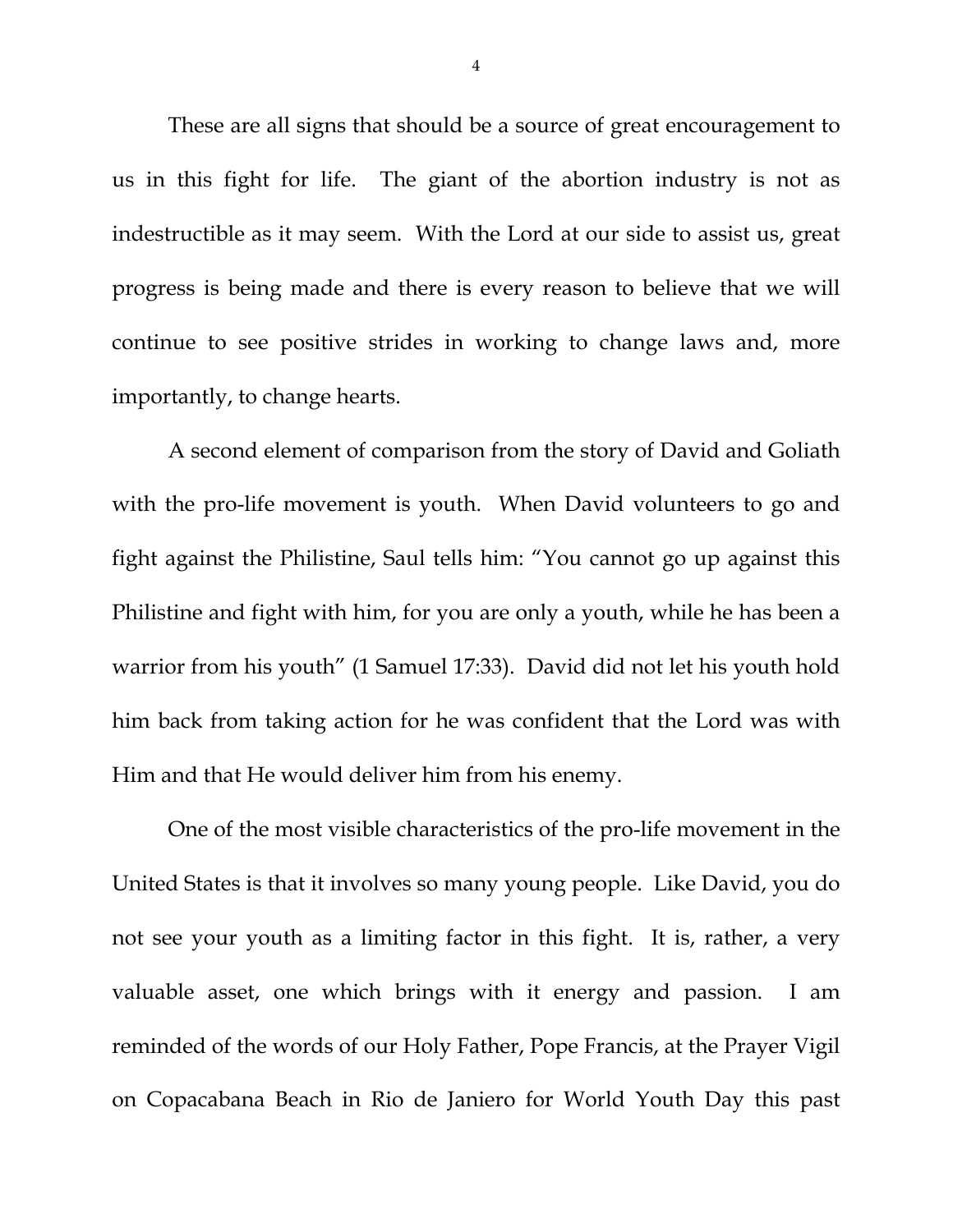These are all signs that should be a source of great encouragement to us in this fight for life. The giant of the abortion industry is not as indestructible as it may seem. With the Lord at our side to assist us, great progress is being made and there is every reason to believe that we will continue to see positive strides in working to change laws and, more importantly, to change hearts.

A second element of comparison from the story of David and Goliath with the pro-life movement is youth. When David volunteers to go and fight against the Philistine, Saul tells him: "You cannot go up against this Philistine and fight with him, for you are only a youth, while he has been a warrior from his youth" (1 Samuel 17:33). David did not let his youth hold him back from taking action for he was confident that the Lord was with Him and that He would deliver him from his enemy.

One of the most visible characteristics of the pro-life movement in the United States is that it involves so many young people. Like David, you do not see your youth as a limiting factor in this fight. It is, rather, a very valuable asset, one which brings with it energy and passion. I am reminded of the words of our Holy Father, Pope Francis, at the Prayer Vigil on Copacabana Beach in Rio de Janiero for World Youth Day this past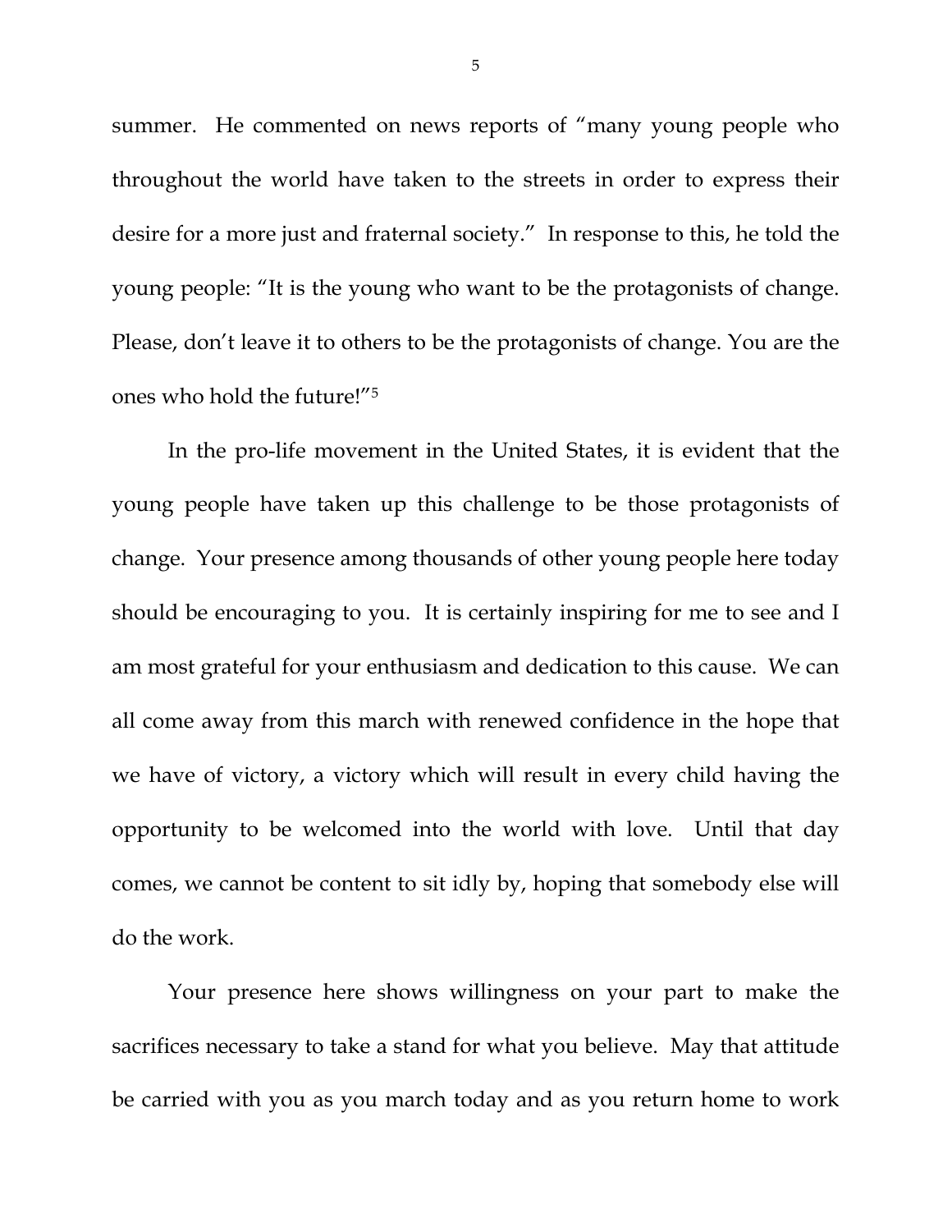summer. He commented on news reports of "many young people who throughout the world have taken to the streets in order to express their desire for a more just and fraternal society." In response to this, he told the young people: "It is the young who want to be the protagonists of change. Please, don't leave it to others to be the protagonists of change. You are the ones who hold the future!"[5]

In the pro-life movement in the United States, it is evident that the young people have taken up this challenge to be those protagonists of change. Your presence among thousands of other young people here today should be encouraging to you. It is certainly inspiring for me to see and I am most grateful for your enthusiasm and dedication to this cause. We can all come away from this march with renewed confidence in the hope that we have of victory, a victory which will result in every child having the opportunity to be welcomed into the world with love. Until that day comes, we cannot be content to sit idly by, hoping that somebody else will do the work.

Your presence here shows willingness on your part to make the sacrifices necessary to take a stand for what you believe. May that attitude be carried with you as you march today and as you return home to work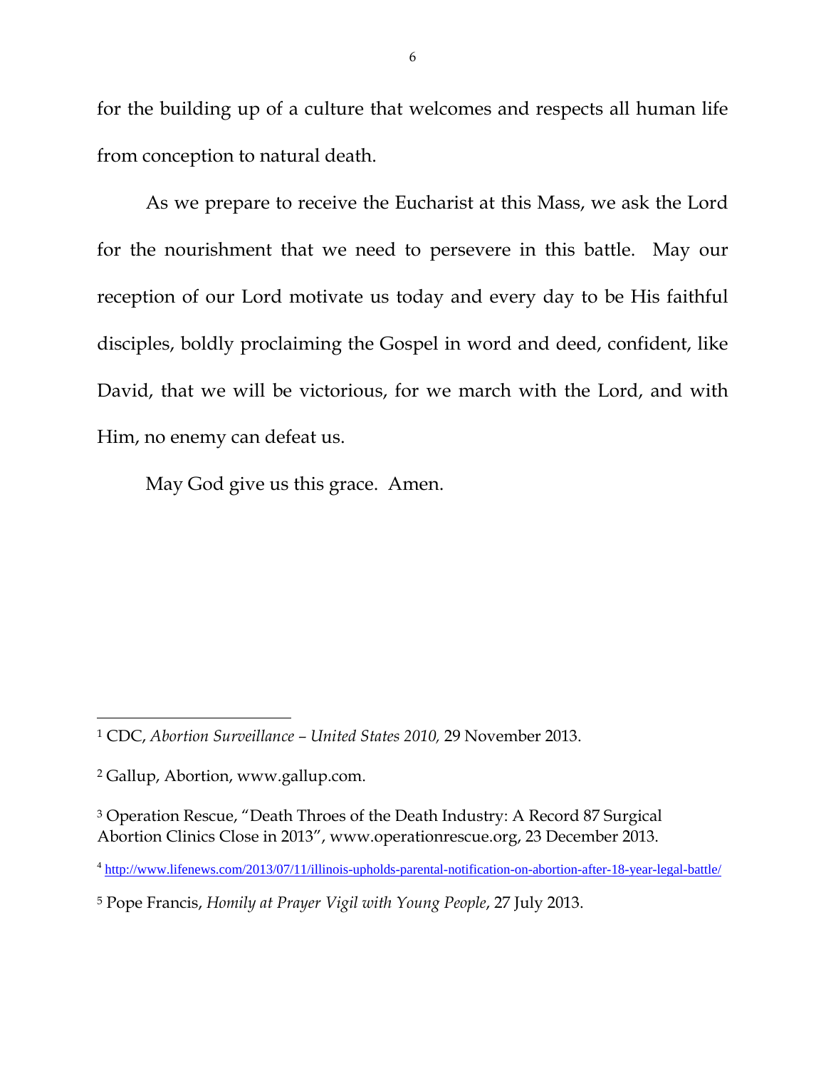for the building up of a culture that welcomes and respects all human life from conception to natural death.

As we prepare to receive the Eucharist at this Mass, we ask the Lord for the nourishment that we need to persevere in this battle. May our reception of our Lord motivate us today and every day to be His faithful disciples, boldly proclaiming the Gospel in word and deed, confident, like David, that we will be victorious, for we march with the Lord, and with Him, no enemy can defeat us.

May God give us this grace. Amen.

---

[1] CDC, *Abortion Surveillance – United States 2010,* 29 November 2013.

[2] Gallup, Abortion, www.gallup.com.

[3] Operation Rescue, "Death Throes of the Death Industry: A Record 87 Surgical Abortion Clinics Close in 2013", www.operationrescue.org, 23 December 2013.

[4] http://www.lifenews.com/2013/07/11/illinois-upholds-parental-notification-on-abortion-after-18-year-legal-battle/

[5] Pope Francis, *Homily at Prayer Vigil with Young People*, 27 July 2013.